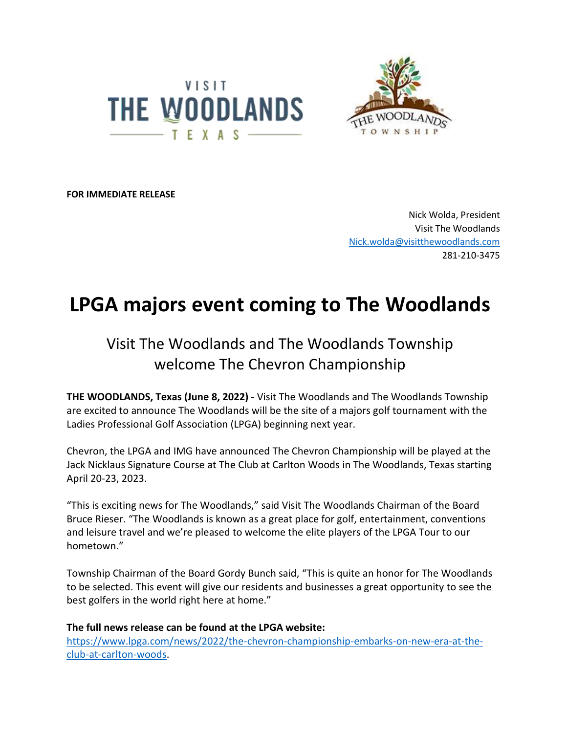VISIT THE WOODLANDS TEXAS

THE WOODLANDS TOWNSHIP

**FOR IMMEDIATE RELEASE**

Nick Wolda, President
Visit The Woodlands
Nick.wolda@visitthewoodlands.com
281-210-3475

# LPGA majors event coming to The Woodlands

## Visit The Woodlands and The Woodlands Township welcome The Chevron Championship

**THE WOODLANDS, Texas (June 8, 2022) -** Visit The Woodlands and The Woodlands Township are excited to announce The Woodlands will be the site of a majors golf tournament with the Ladies Professional Golf Association (LPGA) beginning next year.

Chevron, the LPGA and IMG have announced The Chevron Championship will be played at the Jack Nicklaus Signature Course at The Club at Carlton Woods in The Woodlands, Texas starting April 20-23, 2023.

"This is exciting news for The Woodlands," said Visit The Woodlands Chairman of the Board Bruce Rieser. "The Woodlands is known as a great place for golf, entertainment, conventions and leisure travel and we're pleased to welcome the elite players of the LPGA Tour to our hometown."

Township Chairman of the Board Gordy Bunch said, "This is quite an honor for The Woodlands to be selected. This event will give our residents and businesses a great opportunity to see the best golfers in the world right here at home."

**The full news release can be found at the LPGA website:**
https://www.lpga.com/news/2022/the-chevron-championship-embarks-on-new-era-at-the-club-at-carlton-woods.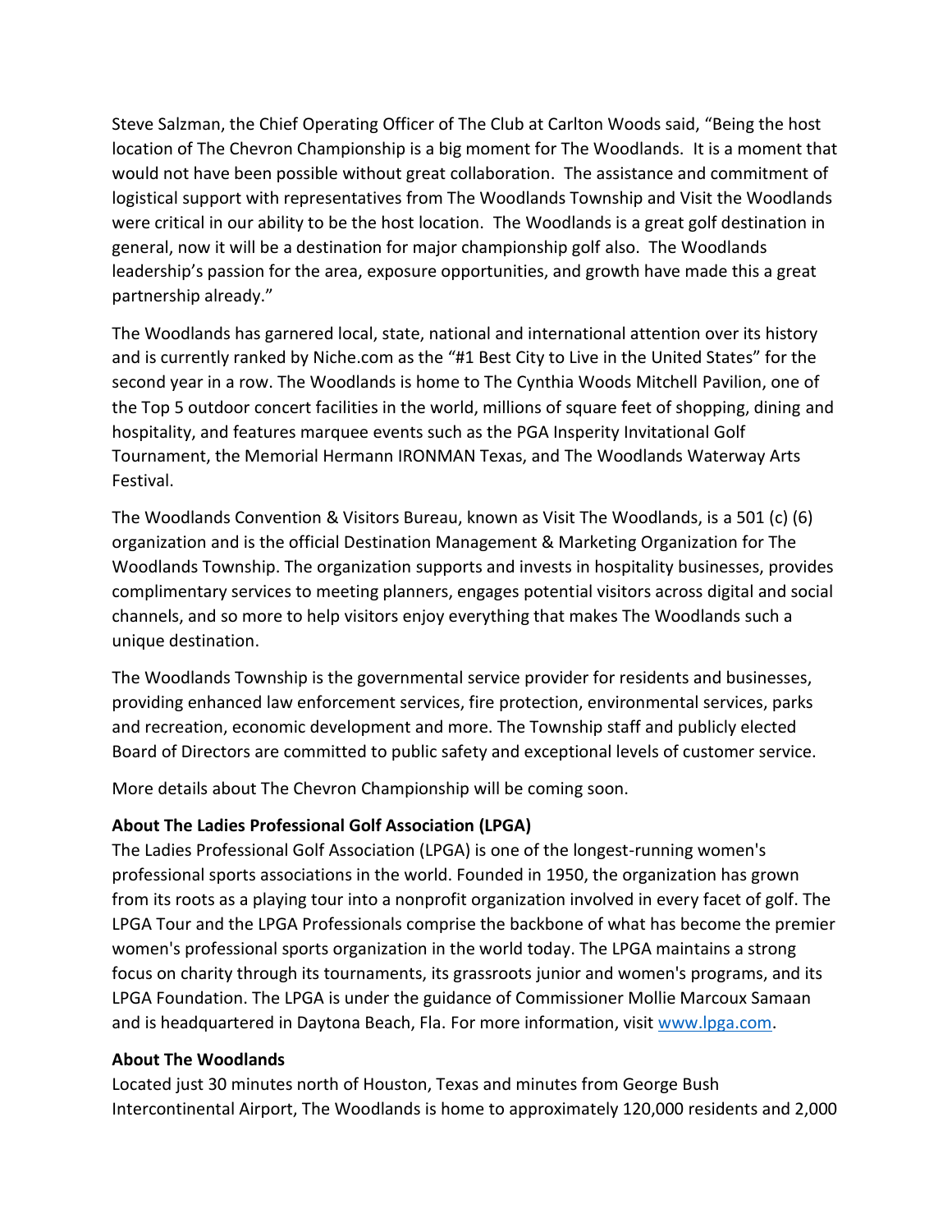Steve Salzman, the Chief Operating Officer of The Club at Carlton Woods said, "Being the host location of The Chevron Championship is a big moment for The Woodlands. It is a moment that would not have been possible without great collaboration. The assistance and commitment of logistical support with representatives from The Woodlands Township and Visit the Woodlands were critical in our ability to be the host location. The Woodlands is a great golf destination in general, now it will be a destination for major championship golf also. The Woodlands leadership's passion for the area, exposure opportunities, and growth have made this a great partnership already."

The Woodlands has garnered local, state, national and international attention over its history and is currently ranked by Niche.com as the "#1 Best City to Live in the United States" for the second year in a row. The Woodlands is home to The Cynthia Woods Mitchell Pavilion, one of the Top 5 outdoor concert facilities in the world, millions of square feet of shopping, dining and hospitality, and features marquee events such as the PGA Insperity Invitational Golf Tournament, the Memorial Hermann IRONMAN Texas, and The Woodlands Waterway Arts Festival.

The Woodlands Convention & Visitors Bureau, known as Visit The Woodlands, is a 501 (c) (6) organization and is the official Destination Management & Marketing Organization for The Woodlands Township. The organization supports and invests in hospitality businesses, provides complimentary services to meeting planners, engages potential visitors across digital and social channels, and so more to help visitors enjoy everything that makes The Woodlands such a unique destination.

The Woodlands Township is the governmental service provider for residents and businesses, providing enhanced law enforcement services, fire protection, environmental services, parks and recreation, economic development and more. The Township staff and publicly elected Board of Directors are committed to public safety and exceptional levels of customer service.

More details about The Chevron Championship will be coming soon.

**About The Ladies Professional Golf Association (LPGA)**
The Ladies Professional Golf Association (LPGA) is one of the longest-running women's professional sports associations in the world. Founded in 1950, the organization has grown from its roots as a playing tour into a nonprofit organization involved in every facet of golf. The LPGA Tour and the LPGA Professionals comprise the backbone of what has become the premier women's professional sports organization in the world today. The LPGA maintains a strong focus on charity through its tournaments, its grassroots junior and women's programs, and its LPGA Foundation. The LPGA is under the guidance of Commissioner Mollie Marcoux Samaan and is headquartered in Daytona Beach, Fla. For more information, visit www.lpga.com.

**About The Woodlands**
Located just 30 minutes north of Houston, Texas and minutes from George Bush Intercontinental Airport, The Woodlands is home to approximately 120,000 residents and 2,000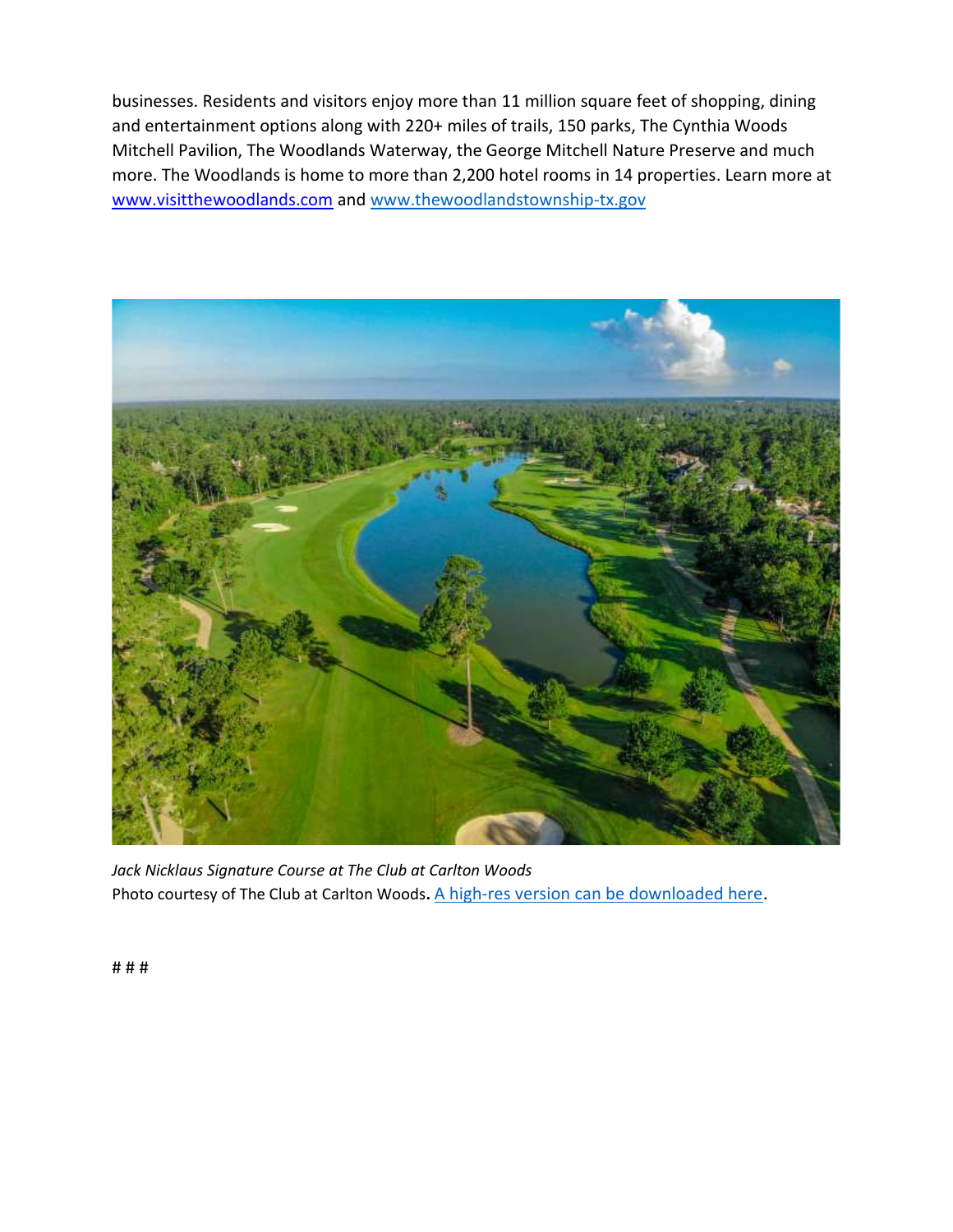businesses. Residents and visitors enjoy more than 11 million square feet of shopping, dining and entertainment options along with 220+ miles of trails, 150 parks, The Cynthia Woods Mitchell Pavilion, The Woodlands Waterway, the George Mitchell Nature Preserve and much more. The Woodlands is home to more than 2,200 hotel rooms in 14 properties. Learn more at [www.visitthewoodlands.com](http://www.visitthewoodlands.com) and [www.thewoodlandstownship-tx.gov](http://www.thewoodlandstownship-tx.gov)

*Jack Nicklaus Signature Course at The Club at Carlton Woods*
Photo courtesy of The Club at Carlton Woods. A high-res version can be downloaded here.

# # #